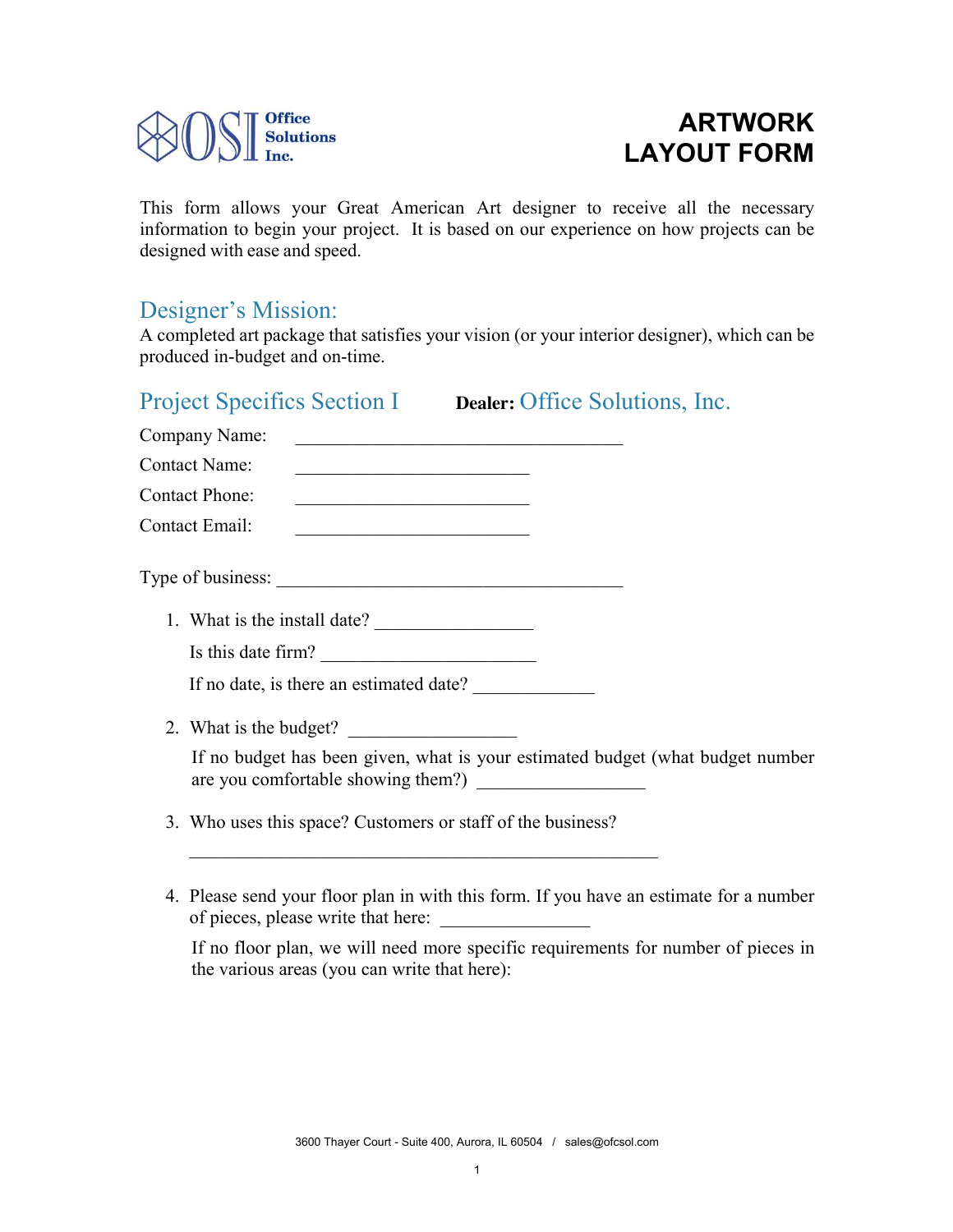OSI Office Solutions Inc.

# ARTWORK LAYOUT FORM

This form allows your Great American Art designer to receive all the necessary information to begin your project. It is based on our experience on how projects can be designed with ease and speed.

## Designer's Mission:

A completed art package that satisfies your vision (or your interior designer), which can be produced in-budget and on-time.

## Project Specifics Section I

**Dealer:** Office Solutions, Inc.

Company Name: ____________________________________

Contact Name: __________________________

Contact Phone: __________________________

Contact Email: __________________________

Type of business: ______________________________________

1. What is the install date? _________________

   Is this date firm? _______________________

   If no date, is there an estimated date? _____________

2. What is the budget? __________________

   If no budget has been given, what is your estimated budget (what budget number are you comfortable showing them?) __________________

3. Who uses this space? Customers or staff of the business?

   ____________________________________________________

4. Please send your floor plan in with this form. If you have an estimate for a number of pieces, please write that here: ________________

   If no floor plan, we will need more specific requirements for number of pieces in the various areas (you can write that here):

3600 Thayer Court - Suite 400, Aurora, IL 60504 / sales@ofcsol.com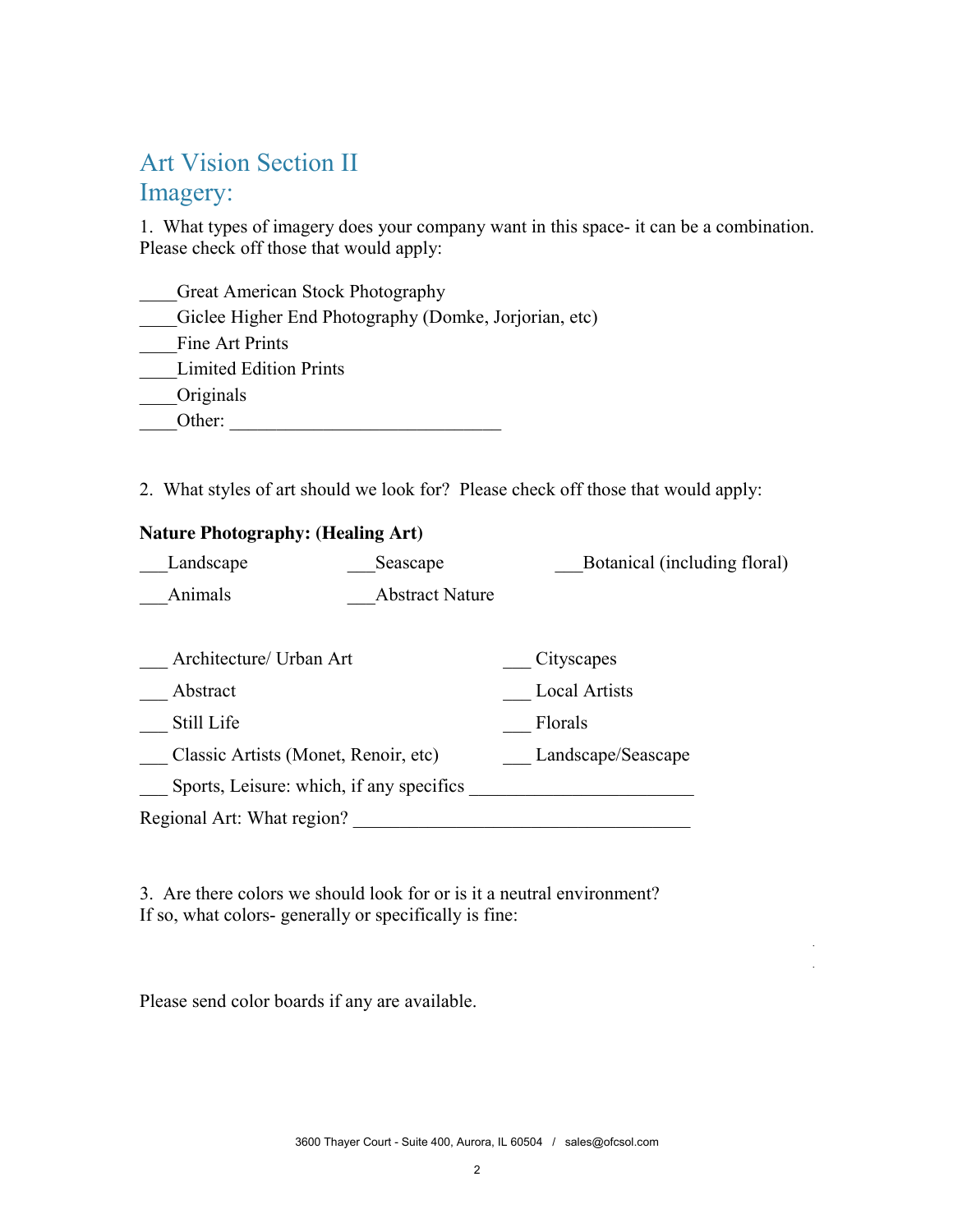## Art Vision Section II
## Imagery:

1. What types of imagery does your company want in this space- it can be a combination. Please check off those that would apply:

____Great American Stock Photography
____Giclee Higher End Photography (Domke, Jorjorian, etc)
____Fine Art Prints
____Limited Edition Prints
____Originals
____Other: ______________________________

2. What styles of art should we look for? Please check off those that would apply:

**Nature Photography: (Healing Art)**

___Landscape ___Seascape ___Botanical (including floral)
___Animals ___Abstract Nature

___ Architecture/ Urban Art ___ Cityscapes
___ Abstract ___ Local Artists
___ Still Life ___ Florals
___ Classic Artists (Monet, Renoir, etc) ___ Landscape/Seascape
___ Sports, Leisure: which, if any specifics ______________________
Regional Art: What region? ___________________________________

3. Are there colors we should look for or is it a neutral environment?
If so, what colors- generally or specifically is fine:

Please send color boards if any are available.

3600 Thayer Court - Suite 400, Aurora, IL 60504 / sales@ofcsol.com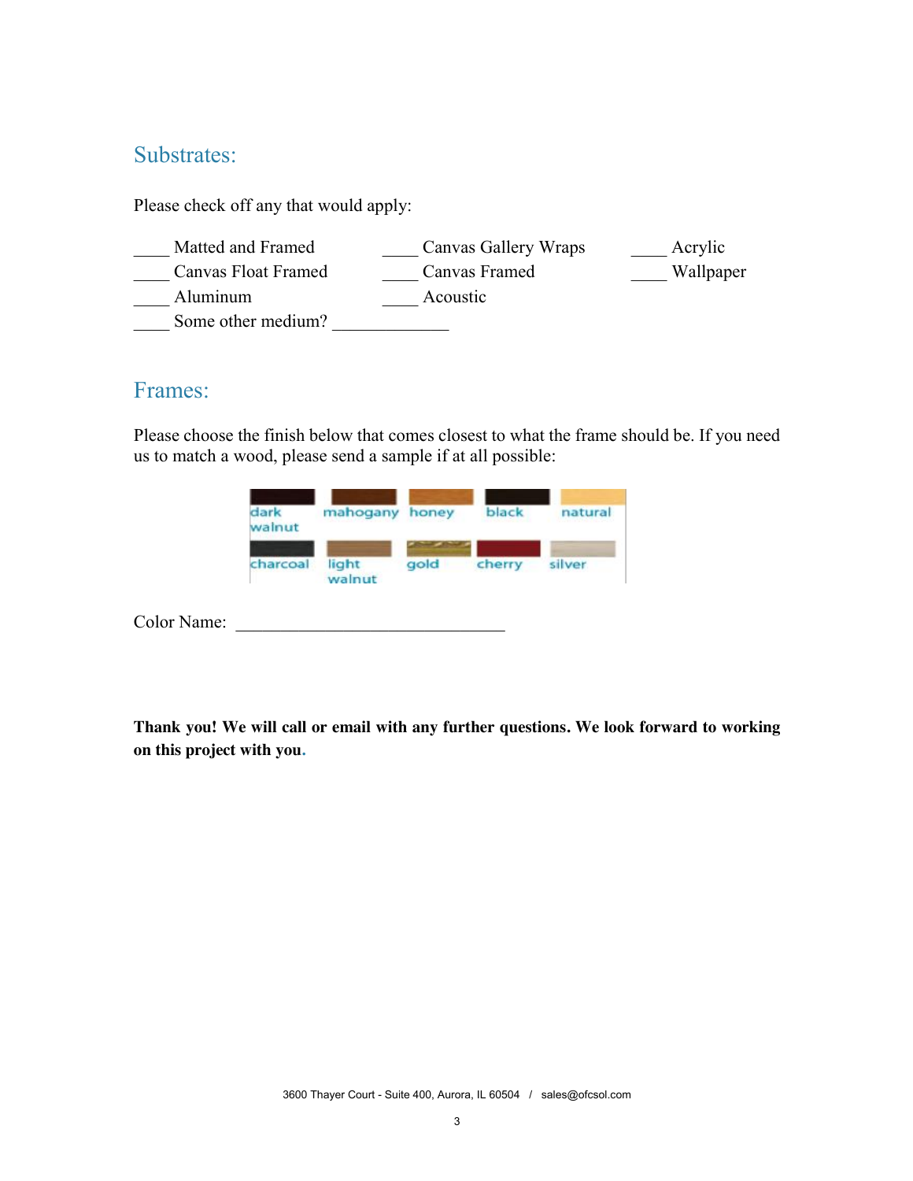## Substrates:

Please check off any that would apply:

____ Matted and Framed
____ Canvas Float Framed
____ Aluminum
____ Some other medium? _____________
____ Canvas Gallery Wraps
____ Canvas Framed
____ Acoustic
____ Acrylic
____ Wallpaper

## Frames:

Please choose the finish below that comes closest to what the frame should be. If you need us to match a wood, please send a sample if at all possible:

| | | | | |
|---|---|---|---|---|
| dark walnut | mahogany | honey | black | natural |
| charcoal | light walnut | gold | cherry | silver |

Color Name: ______________________________

**Thank you! We will call or email with any further questions. We look forward to working on this project with you.**

3600 Thayer Court - Suite 400, Aurora, IL 60504 / sales@ofcsol.com